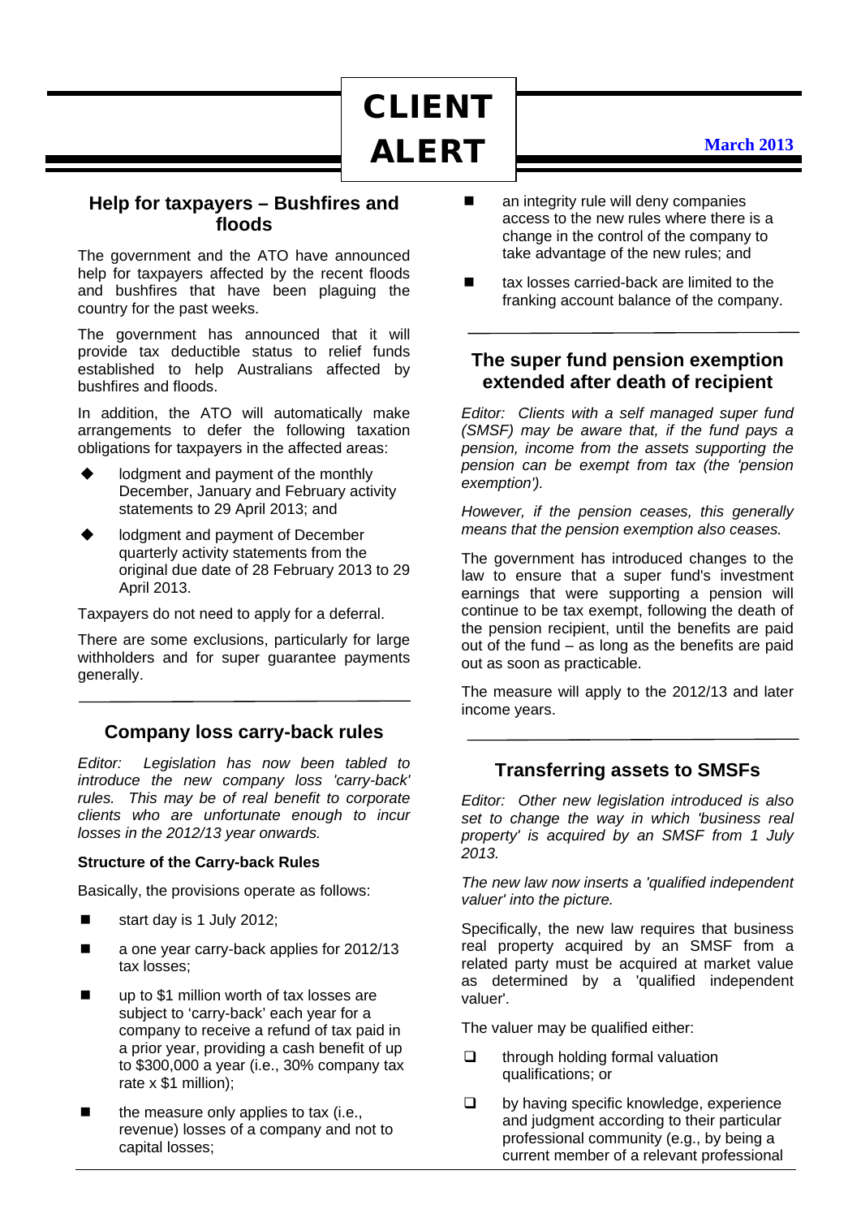# CLIENT ALERT

**March 2013**

## Help for taxpayers – Bushfires and floods

The government and the ATO have announced help for taxpayers affected by the recent floods and bushfires that have been plaguing the country for the past weeks.

The government has announced that it will provide tax deductible status to relief funds established to help Australians affected by bushfires and floods.

In addition, the ATO will automatically make arrangements to defer the following taxation obligations for taxpayers in the affected areas:

- lodgment and payment of the monthly December, January and February activity statements to 29 April 2013; and
- lodgment and payment of December quarterly activity statements from the original due date of 28 February 2013 to 29 April 2013.

Taxpayers do not need to apply for a deferral.

There are some exclusions, particularly for large withholders and for super guarantee payments generally.

---

## Company loss carry-back rules

*Editor: Legislation has now been tabled to introduce the new company loss 'carry-back' rules. This may be of real benefit to corporate clients who are unfortunate enough to incur losses in the 2012/13 year onwards.*

**Structure of the Carry-back Rules**

Basically, the provisions operate as follows:

- start day is 1 July 2012;
- a one year carry-back applies for 2012/13 tax losses;
- up to $1 million worth of tax losses are subject to 'carry-back' each year for a company to receive a refund of tax paid in a prior year, providing a cash benefit of up to $300,000 a year (i.e., 30% company tax rate x $1 million);
- the measure only applies to tax (i.e., revenue) losses of a company and not to capital losses;
- an integrity rule will deny companies access to the new rules where there is a change in the control of the company to take advantage of the new rules; and
- tax losses carried-back are limited to the franking account balance of the company.

---

## The super fund pension exemption extended after death of recipient

*Editor: Clients with a self managed super fund (SMSF) may be aware that, if the fund pays a pension, income from the assets supporting the pension can be exempt from tax (the 'pension exemption').*

*However, if the pension ceases, this generally means that the pension exemption also ceases.*

The government has introduced changes to the law to ensure that a super fund's investment earnings that were supporting a pension will continue to be tax exempt, following the death of the pension recipient, until the benefits are paid out of the fund – as long as the benefits are paid out as soon as practicable.

The measure will apply to the 2012/13 and later income years.

---

## Transferring assets to SMSFs

*Editor: Other new legislation introduced is also set to change the way in which 'business real property' is acquired by an SMSF from 1 July 2013.*

*The new law now inserts a 'qualified independent valuer' into the picture.*

Specifically, the new law requires that business real property acquired by an SMSF from a related party must be acquired at market value as determined by a 'qualified independent valuer'.

The valuer may be qualified either:

- through holding formal valuation qualifications; or
- by having specific knowledge, experience and judgment according to their particular professional community (e.g., by being a current member of a relevant professional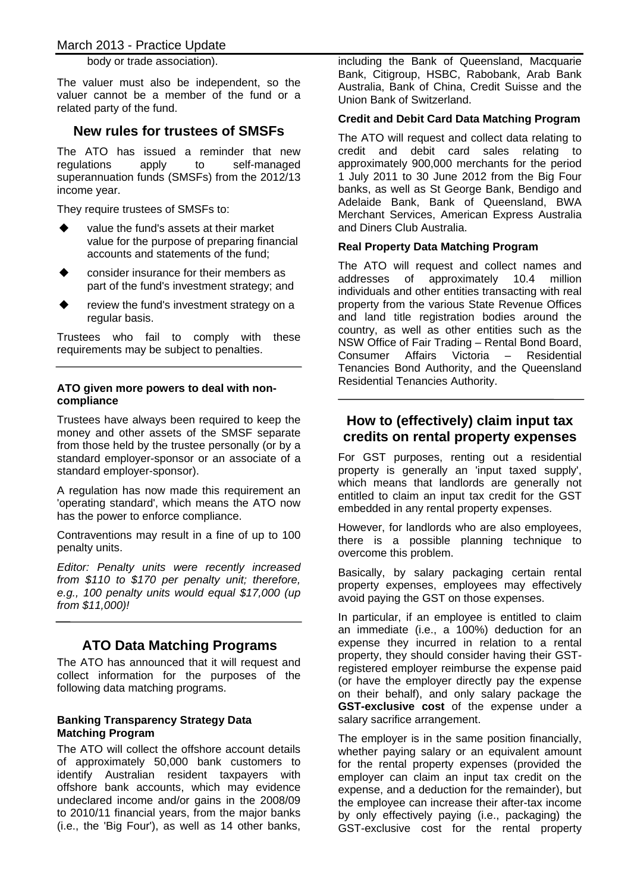body or trade association).

The valuer must also be independent, so the valuer cannot be a member of the fund or a related party of the fund.

## New rules for trustees of SMSFs

The ATO has issued a reminder that new regulations apply to self-managed superannuation funds (SMSFs) from the 2012/13 income year.

They require trustees of SMSFs to:

- value the fund's assets at their market value for the purpose of preparing financial accounts and statements of the fund;
- consider insurance for their members as part of the fund's investment strategy; and
- review the fund's investment strategy on a regular basis.

Trustees who fail to comply with these requirements may be subject to penalties.

### ATO given more powers to deal with non-compliance

Trustees have always been required to keep the money and other assets of the SMSF separate from those held by the trustee personally (or by a standard employer-sponsor or an associate of a standard employer-sponsor).

A regulation has now made this requirement an 'operating standard', which means the ATO now has the power to enforce compliance.

Contraventions may result in a fine of up to 100 penalty units.

*Editor: Penalty units were recently increased from $110 to $170 per penalty unit; therefore, e.g., 100 penalty units would equal $17,000 (up from $11,000)!*

## ATO Data Matching Programs

The ATO has announced that it will request and collect information for the purposes of the following data matching programs.

### Banking Transparency Strategy Data Matching Program

The ATO will collect the offshore account details of approximately 50,000 bank customers to identify Australian resident taxpayers with offshore bank accounts, which may evidence undeclared income and/or gains in the 2008/09 to 2010/11 financial years, from the major banks (i.e., the 'Big Four'), as well as 14 other banks, including the Bank of Queensland, Macquarie Bank, Citigroup, HSBC, Rabobank, Arab Bank Australia, Bank of China, Credit Suisse and the Union Bank of Switzerland.

### Credit and Debit Card Data Matching Program

The ATO will request and collect data relating to credit and debit card sales relating to approximately 900,000 merchants for the period 1 July 2011 to 30 June 2012 from the Big Four banks, as well as St George Bank, Bendigo and Adelaide Bank, Bank of Queensland, BWA Merchant Services, American Express Australia and Diners Club Australia.

### Real Property Data Matching Program

The ATO will request and collect names and addresses of approximately 10.4 million individuals and other entities transacting with real property from the various State Revenue Offices and land title registration bodies around the country, as well as other entities such as the NSW Office of Fair Trading – Rental Bond Board, Consumer Affairs Victoria – Residential Tenancies Bond Authority, and the Queensland Residential Tenancies Authority.

## How to (effectively) claim input tax credits on rental property expenses

For GST purposes, renting out a residential property is generally an 'input taxed supply', which means that landlords are generally not entitled to claim an input tax credit for the GST embedded in any rental property expenses.

However, for landlords who are also employees, there is a possible planning technique to overcome this problem.

Basically, by salary packaging certain rental property expenses, employees may effectively avoid paying the GST on those expenses.

In particular, if an employee is entitled to claim an immediate (i.e., a 100%) deduction for an expense they incurred in relation to a rental property, they should consider having their GST-registered employer reimburse the expense paid (or have the employer directly pay the expense on their behalf), and only salary package the **GST-exclusive cost** of the expense under a salary sacrifice arrangement.

The employer is in the same position financially, whether paying salary or an equivalent amount for the rental property expenses (provided the employer can claim an input tax credit on the expense, and a deduction for the remainder), but the employee can increase their after-tax income by only effectively paying (i.e., packaging) the GST-exclusive cost for the rental property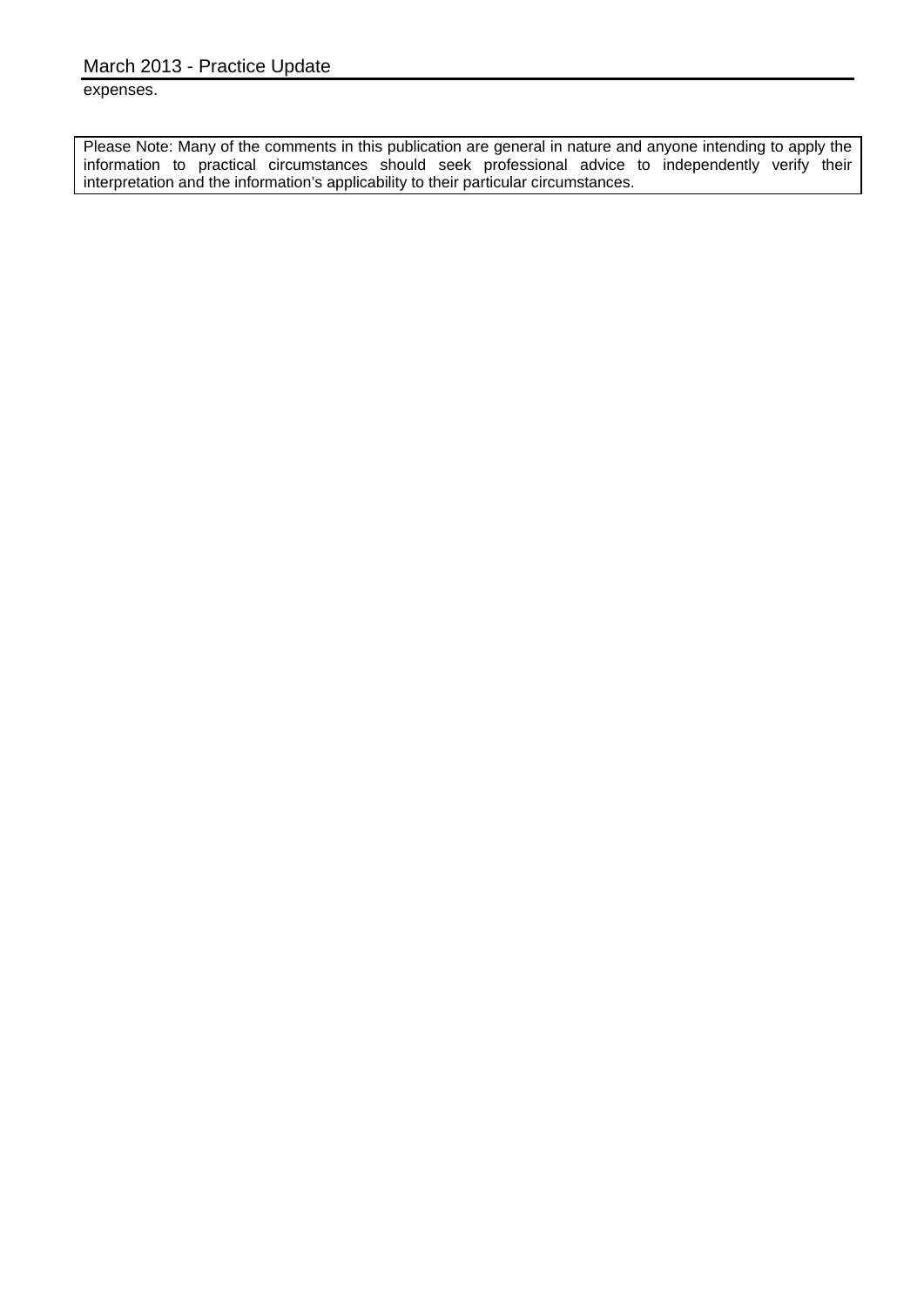expenses.

Please Note: Many of the comments in this publication are general in nature and anyone intending to apply the information to practical circumstances should seek professional advice to independently verify their interpretation and the information's applicability to their particular circumstances.